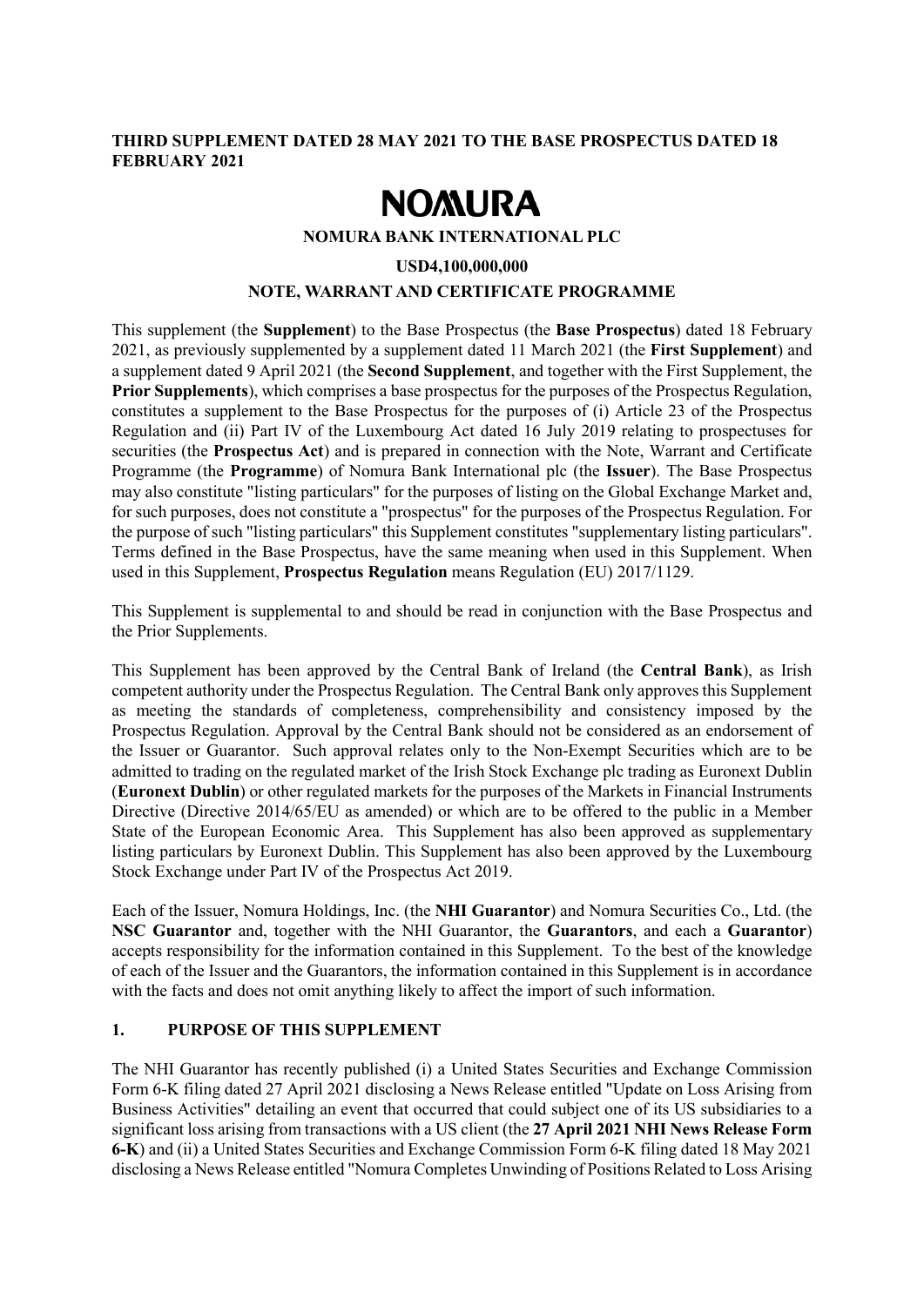**THIRD SUPPLEMENT DATED 28 MAY 2021 TO THE BASE PROSPECTUS DATED 18 FEBRUARY 2021**

# NOMURA

**NOMURA BANK INTERNATIONAL PLC**

**USD4,100,000,000**

**NOTE, WARRANT AND CERTIFICATE PROGRAMME**

This supplement (the **Supplement**) to the Base Prospectus (the **Base Prospectus**) dated 18 February 2021, as previously supplemented by a supplement dated 11 March 2021 (the **First Supplement**) and a supplement dated 9 April 2021 (the **Second Supplement**, and together with the First Supplement, the **Prior Supplements**), which comprises a base prospectus for the purposes of the Prospectus Regulation, constitutes a supplement to the Base Prospectus for the purposes of (i) Article 23 of the Prospectus Regulation and (ii) Part IV of the Luxembourg Act dated 16 July 2019 relating to prospectuses for securities (the **Prospectus Act**) and is prepared in connection with the Note, Warrant and Certificate Programme (the **Programme**) of Nomura Bank International plc (the **Issuer**). The Base Prospectus may also constitute "listing particulars" for the purposes of listing on the Global Exchange Market and, for such purposes, does not constitute a "prospectus" for the purposes of the Prospectus Regulation. For the purpose of such "listing particulars" this Supplement constitutes "supplementary listing particulars". Terms defined in the Base Prospectus, have the same meaning when used in this Supplement. When used in this Supplement, **Prospectus Regulation** means Regulation (EU) 2017/1129.

This Supplement is supplemental to and should be read in conjunction with the Base Prospectus and the Prior Supplements.

This Supplement has been approved by the Central Bank of Ireland (the **Central Bank**), as Irish competent authority under the Prospectus Regulation. The Central Bank only approves this Supplement as meeting the standards of completeness, comprehensibility and consistency imposed by the Prospectus Regulation. Approval by the Central Bank should not be considered as an endorsement of the Issuer or Guarantor. Such approval relates only to the Non-Exempt Securities which are to be admitted to trading on the regulated market of the Irish Stock Exchange plc trading as Euronext Dublin (**Euronext Dublin**) or other regulated markets for the purposes of the Markets in Financial Instruments Directive (Directive 2014/65/EU as amended) or which are to be offered to the public in a Member State of the European Economic Area. This Supplement has also been approved as supplementary listing particulars by Euronext Dublin. This Supplement has also been approved by the Luxembourg Stock Exchange under Part IV of the Prospectus Act 2019.

Each of the Issuer, Nomura Holdings, Inc. (the **NHI Guarantor**) and Nomura Securities Co., Ltd. (the **NSC Guarantor** and, together with the NHI Guarantor, the **Guarantors**, and each a **Guarantor**) accepts responsibility for the information contained in this Supplement. To the best of the knowledge of each of the Issuer and the Guarantors, the information contained in this Supplement is in accordance with the facts and does not omit anything likely to affect the import of such information.

## 1. PURPOSE OF THIS SUPPLEMENT

The NHI Guarantor has recently published (i) a United States Securities and Exchange Commission Form 6-K filing dated 27 April 2021 disclosing a News Release entitled "Update on Loss Arising from Business Activities" detailing an event that occurred that could subject one of its US subsidiaries to a significant loss arising from transactions with a US client (the **27 April 2021 NHI News Release Form 6-K**) and (ii) a United States Securities and Exchange Commission Form 6-K filing dated 18 May 2021 disclosing a News Release entitled "Nomura Completes Unwinding of Positions Related to Loss Arising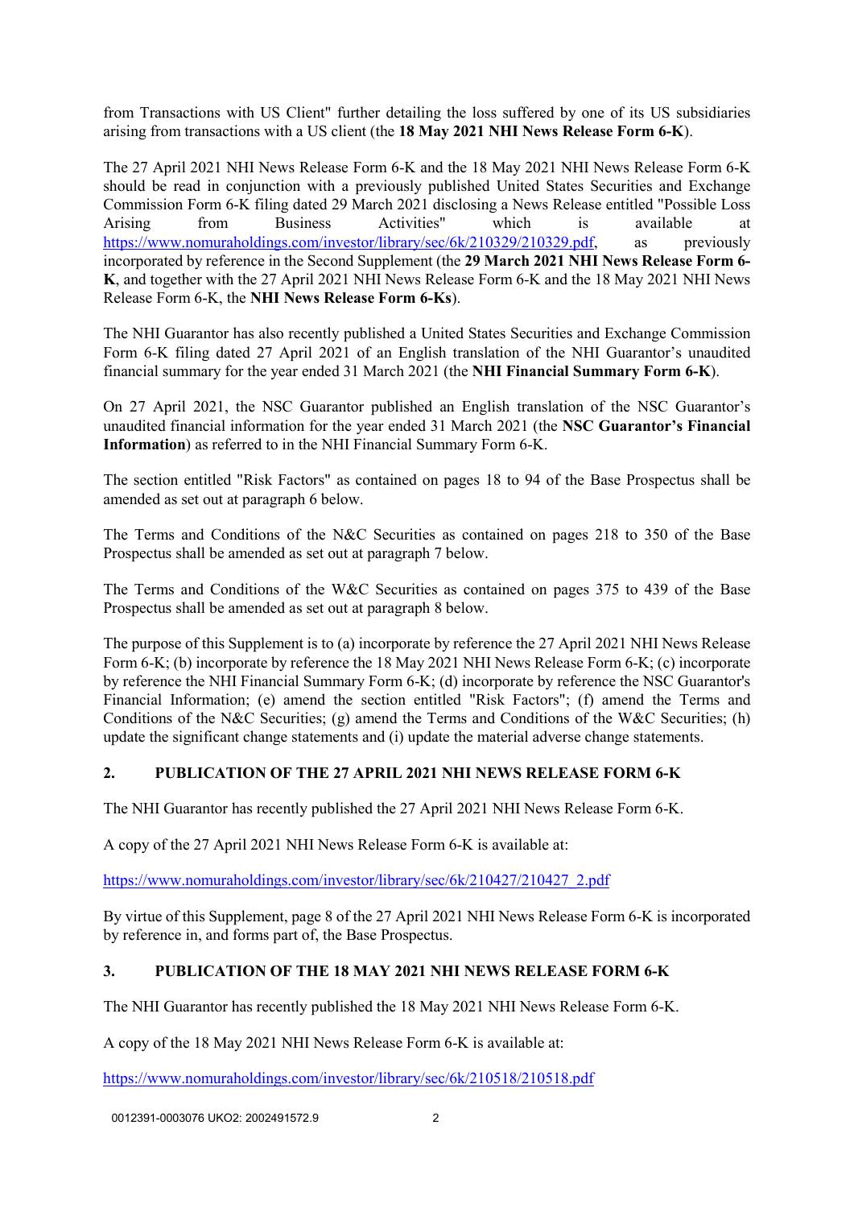from Transactions with US Client" further detailing the loss suffered by one of its US subsidiaries arising from transactions with a US client (the **18 May 2021 NHI News Release Form 6-K**).

The 27 April 2021 NHI News Release Form 6-K and the 18 May 2021 NHI News Release Form 6-K should be read in conjunction with a previously published United States Securities and Exchange Commission Form 6-K filing dated 29 March 2021 disclosing a News Release entitled "Possible Loss Arising from Business Activities" which is available at https://www.nomuraholdings.com/investor/library/sec/6k/210329/210329.pdf, as previously incorporated by reference in the Second Supplement (the **29 March 2021 NHI News Release Form 6-K**, and together with the 27 April 2021 NHI News Release Form 6-K and the 18 May 2021 NHI News Release Form 6-K, the **NHI News Release Form 6-Ks**).

The NHI Guarantor has also recently published a United States Securities and Exchange Commission Form 6-K filing dated 27 April 2021 of an English translation of the NHI Guarantor's unaudited financial summary for the year ended 31 March 2021 (the **NHI Financial Summary Form 6-K**).

On 27 April 2021, the NSC Guarantor published an English translation of the NSC Guarantor's unaudited financial information for the year ended 31 March 2021 (the **NSC Guarantor's Financial Information**) as referred to in the NHI Financial Summary Form 6-K.

The section entitled "Risk Factors" as contained on pages 18 to 94 of the Base Prospectus shall be amended as set out at paragraph 6 below.

The Terms and Conditions of the N&C Securities as contained on pages 218 to 350 of the Base Prospectus shall be amended as set out at paragraph 7 below.

The Terms and Conditions of the W&C Securities as contained on pages 375 to 439 of the Base Prospectus shall be amended as set out at paragraph 8 below.

The purpose of this Supplement is to (a) incorporate by reference the 27 April 2021 NHI News Release Form 6-K; (b) incorporate by reference the 18 May 2021 NHI News Release Form 6-K; (c) incorporate by reference the NHI Financial Summary Form 6-K; (d) incorporate by reference the NSC Guarantor's Financial Information; (e) amend the section entitled "Risk Factors"; (f) amend the Terms and Conditions of the N&C Securities; (g) amend the Terms and Conditions of the W&C Securities; (h) update the significant change statements and (i) update the material adverse change statements.

## 2. PUBLICATION OF THE 27 APRIL 2021 NHI NEWS RELEASE FORM 6-K

The NHI Guarantor has recently published the 27 April 2021 NHI News Release Form 6-K.

A copy of the 27 April 2021 NHI News Release Form 6-K is available at:

https://www.nomuraholdings.com/investor/library/sec/6k/210427/210427_2.pdf

By virtue of this Supplement, page 8 of the 27 April 2021 NHI News Release Form 6-K is incorporated by reference in, and forms part of, the Base Prospectus.

## 3. PUBLICATION OF THE 18 MAY 2021 NHI NEWS RELEASE FORM 6-K

The NHI Guarantor has recently published the 18 May 2021 NHI News Release Form 6-K.

A copy of the 18 May 2021 NHI News Release Form 6-K is available at:

https://www.nomuraholdings.com/investor/library/sec/6k/210518/210518.pdf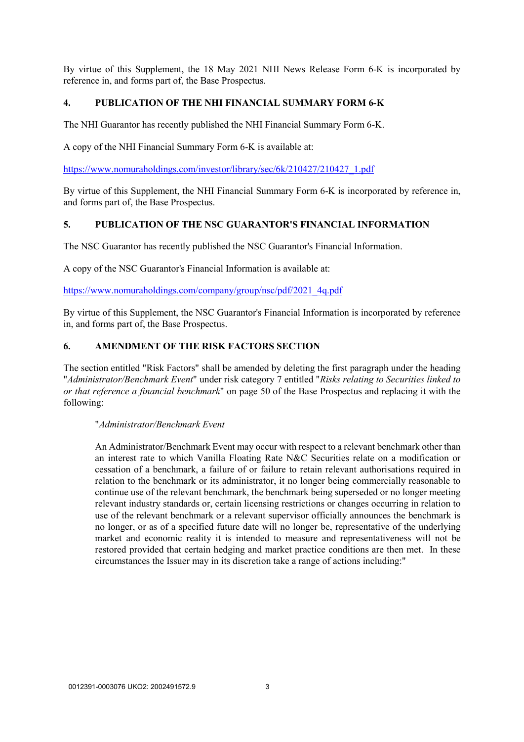By virtue of this Supplement, the 18 May 2021 NHI News Release Form 6-K is incorporated by reference in, and forms part of, the Base Prospectus.

## 4. PUBLICATION OF THE NHI FINANCIAL SUMMARY FORM 6-K

The NHI Guarantor has recently published the NHI Financial Summary Form 6-K.

A copy of the NHI Financial Summary Form 6-K is available at:

https://www.nomuraholdings.com/investor/library/sec/6k/210427/210427_1.pdf

By virtue of this Supplement, the NHI Financial Summary Form 6-K is incorporated by reference in, and forms part of, the Base Prospectus.

## 5. PUBLICATION OF THE NSC GUARANTOR'S FINANCIAL INFORMATION

The NSC Guarantor has recently published the NSC Guarantor's Financial Information.

A copy of the NSC Guarantor's Financial Information is available at:

https://www.nomuraholdings.com/company/group/nsc/pdf/2021_4q.pdf

By virtue of this Supplement, the NSC Guarantor's Financial Information is incorporated by reference in, and forms part of, the Base Prospectus.

## 6. AMENDMENT OF THE RISK FACTORS SECTION

The section entitled "Risk Factors" shall be amended by deleting the first paragraph under the heading "*Administrator/Benchmark Event*" under risk category 7 entitled "*Risks relating to Securities linked to or that reference a financial benchmark*" on page 50 of the Base Prospectus and replacing it with the following:

> "*Administrator/Benchmark Event*
>
> An Administrator/Benchmark Event may occur with respect to a relevant benchmark other than an interest rate to which Vanilla Floating Rate N&C Securities relate on a modification or cessation of a benchmark, a failure of or failure to retain relevant authorisations required in relation to the benchmark or its administrator, it no longer being commercially reasonable to continue use of the relevant benchmark, the benchmark being superseded or no longer meeting relevant industry standards or, certain licensing restrictions or changes occurring in relation to use of the relevant benchmark or a relevant supervisor officially announces the benchmark is no longer, or as of a specified future date will no longer be, representative of the underlying market and economic reality it is intended to measure and representativeness will not be restored provided that certain hedging and market practice conditions are then met. In these circumstances the Issuer may in its discretion take a range of actions including:"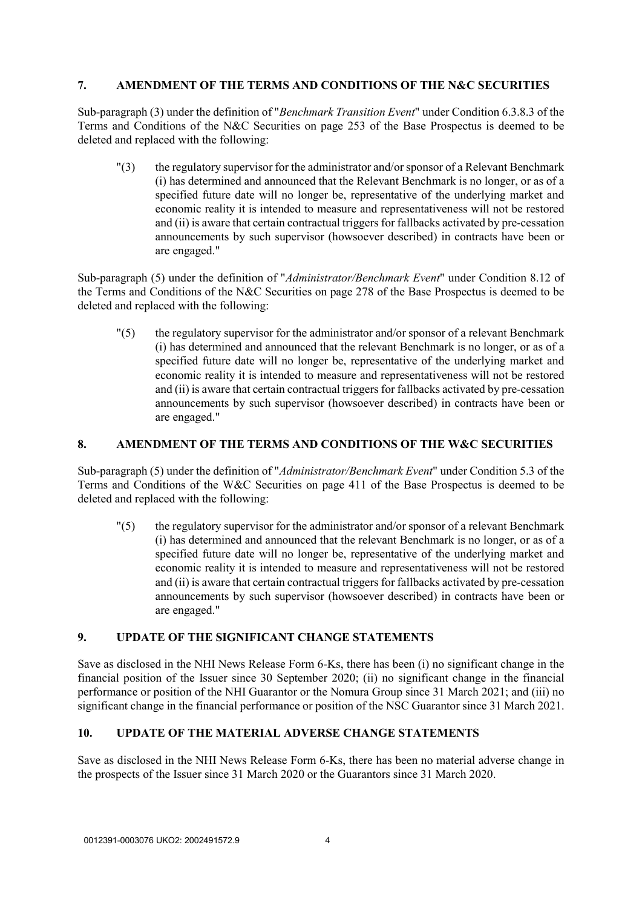## 7. AMENDMENT OF THE TERMS AND CONDITIONS OF THE N&C SECURITIES

Sub-paragraph (3) under the definition of "*Benchmark Transition Event*" under Condition 6.3.8.3 of the Terms and Conditions of the N&C Securities on page 253 of the Base Prospectus is deemed to be deleted and replaced with the following:

> "(3) the regulatory supervisor for the administrator and/or sponsor of a Relevant Benchmark (i) has determined and announced that the Relevant Benchmark is no longer, or as of a specified future date will no longer be, representative of the underlying market and economic reality it is intended to measure and representativeness will not be restored and (ii) is aware that certain contractual triggers for fallbacks activated by pre-cessation announcements by such supervisor (howsoever described) in contracts have been or are engaged."

Sub-paragraph (5) under the definition of "*Administrator/Benchmark Event*" under Condition 8.12 of the Terms and Conditions of the N&C Securities on page 278 of the Base Prospectus is deemed to be deleted and replaced with the following:

> "(5) the regulatory supervisor for the administrator and/or sponsor of a relevant Benchmark (i) has determined and announced that the relevant Benchmark is no longer, or as of a specified future date will no longer be, representative of the underlying market and economic reality it is intended to measure and representativeness will not be restored and (ii) is aware that certain contractual triggers for fallbacks activated by pre-cessation announcements by such supervisor (howsoever described) in contracts have been or are engaged."

## 8. AMENDMENT OF THE TERMS AND CONDITIONS OF THE W&C SECURITIES

Sub-paragraph (5) under the definition of "*Administrator/Benchmark Event*" under Condition 5.3 of the Terms and Conditions of the W&C Securities on page 411 of the Base Prospectus is deemed to be deleted and replaced with the following:

> "(5) the regulatory supervisor for the administrator and/or sponsor of a relevant Benchmark (i) has determined and announced that the relevant Benchmark is no longer, or as of a specified future date will no longer be, representative of the underlying market and economic reality it is intended to measure and representativeness will not be restored and (ii) is aware that certain contractual triggers for fallbacks activated by pre-cessation announcements by such supervisor (howsoever described) in contracts have been or are engaged."

## 9. UPDATE OF THE SIGNIFICANT CHANGE STATEMENTS

Save as disclosed in the NHI News Release Form 6-Ks, there has been (i) no significant change in the financial position of the Issuer since 30 September 2020; (ii) no significant change in the financial performance or position of the NHI Guarantor or the Nomura Group since 31 March 2021; and (iii) no significant change in the financial performance or position of the NSC Guarantor since 31 March 2021.

## 10. UPDATE OF THE MATERIAL ADVERSE CHANGE STATEMENTS

Save as disclosed in the NHI News Release Form 6-Ks, there has been no material adverse change in the prospects of the Issuer since 31 March 2020 or the Guarantors since 31 March 2020.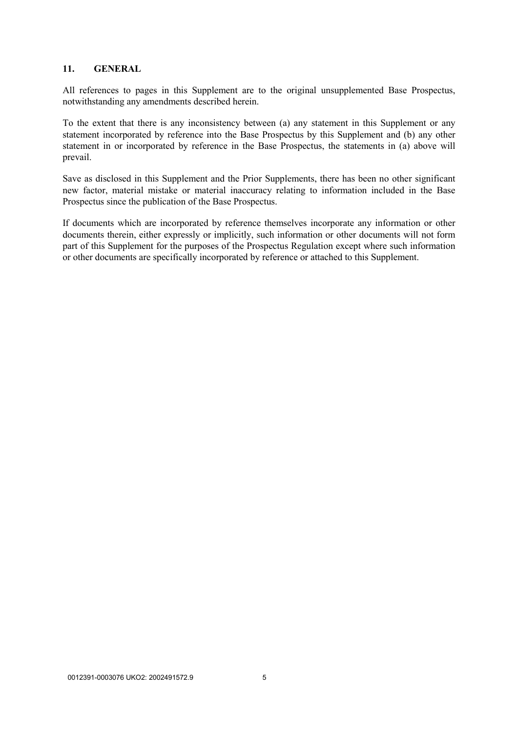## 11. GENERAL

All references to pages in this Supplement are to the original unsupplemented Base Prospectus, notwithstanding any amendments described herein.

To the extent that there is any inconsistency between (a) any statement in this Supplement or any statement incorporated by reference into the Base Prospectus by this Supplement and (b) any other statement in or incorporated by reference in the Base Prospectus, the statements in (a) above will prevail.

Save as disclosed in this Supplement and the Prior Supplements, there has been no other significant new factor, material mistake or material inaccuracy relating to information included in the Base Prospectus since the publication of the Base Prospectus.

If documents which are incorporated by reference themselves incorporate any information or other documents therein, either expressly or implicitly, such information or other documents will not form part of this Supplement for the purposes of the Prospectus Regulation except where such information or other documents are specifically incorporated by reference or attached to this Supplement.

0012391-0003076 UKO2: 2002491572.9